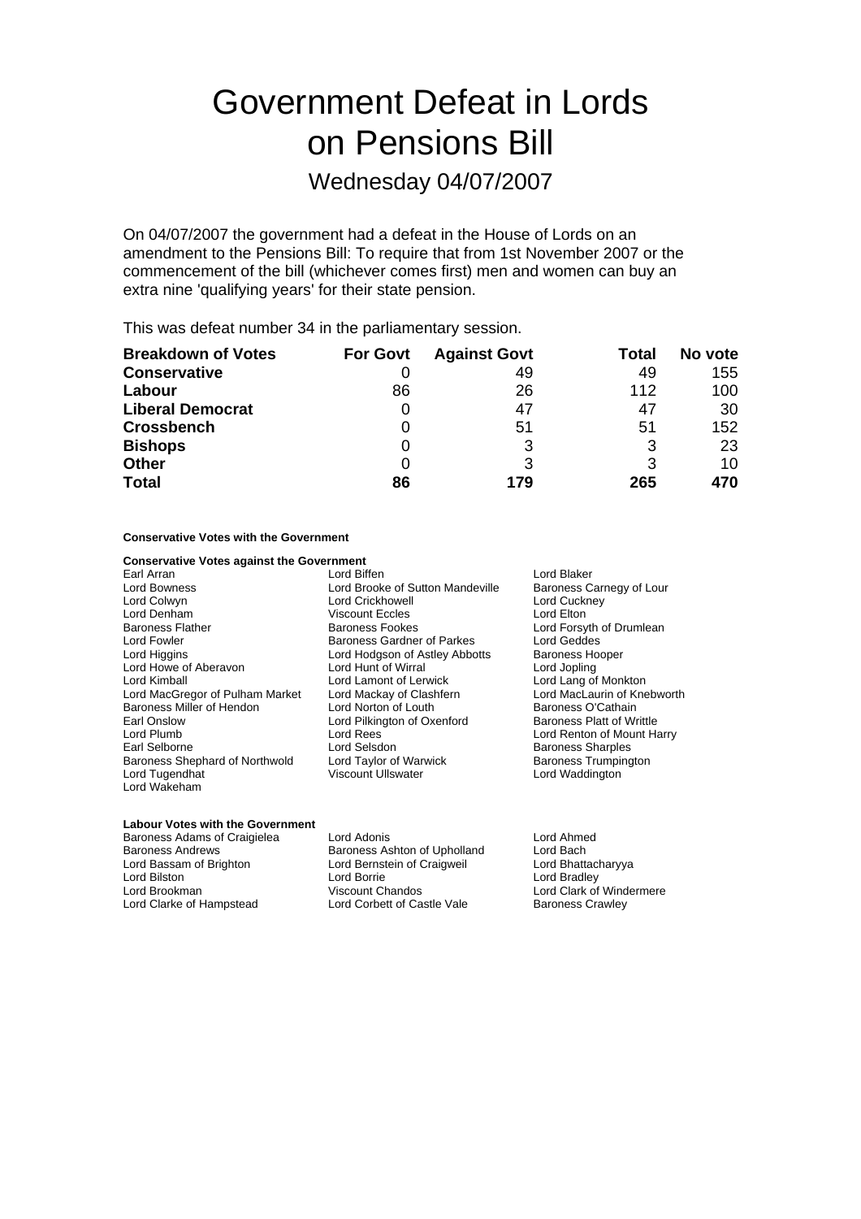# Government Defeat in Lords on Pensions Bill

## Wednesday 04/07/2007

On 04/07/2007 the government had a defeat in the House of Lords on an amendment to the Pensions Bill: To require that from 1st November 2007 or the commencement of the bill (whichever comes first) men and women can buy an extra nine 'qualifying years' for their state pension.

This was defeat number 34 in the parliamentary session.

| Breakdown of Votes | For Govt | Against Govt | Total | No vote |
|---|---|---|---|---|
| **Conservative** | 0 | 49 | 49 | 155 |
| **Labour** | 86 | 26 | 112 | 100 |
| **Liberal Democrat** | 0 | 47 | 47 | 30 |
| **Crossbench** | 0 | 51 | 51 | 152 |
| **Bishops** | 0 | 3 | 3 | 23 |
| **Other** | 0 | 3 | 3 | 10 |
| **Total** | **86** | **179** | **265** | **470** |

**Conservative Votes with the Government**

**Conservative Votes against the Government**

Earl Arran
Lord Biffen
Lord Blaker
Lord Bowness
Lord Brooke of Sutton Mandeville
Baroness Carnegy of Lour
Lord Colwyn
Lord Crickhowell
Lord Cuckney
Lord Denham
Viscount Eccles
Lord Elton
Baroness Flather
Baroness Fookes
Lord Forsyth of Drumlean
Lord Fowler
Baroness Gardner of Parkes
Lord Geddes
Lord Higgins
Lord Hodgson of Astley Abbotts
Baroness Hooper
Lord Howe of Aberavon
Lord Hunt of Wirral
Lord Jopling
Lord Kimball
Lord Lamont of Lerwick
Lord Lang of Monkton
Lord MacGregor of Pulham Market
Lord Mackay of Clashfern
Lord MacLaurin of Knebworth
Baroness Miller of Hendon
Lord Norton of Louth
Baroness O'Cathain
Earl Onslow
Lord Pilkington of Oxenford
Baroness Platt of Writtle
Lord Plumb
Lord Rees
Lord Renton of Mount Harry
Earl Selborne
Lord Selsdon
Baroness Sharples
Baroness Shephard of Northwold
Lord Taylor of Warwick
Baroness Trumpington
Lord Tugendhat
Viscount Ullswater
Lord Waddington
Lord Wakeham

**Labour Votes with the Government**

Baroness Adams of Craigielea
Lord Adonis
Lord Ahmed
Baroness Andrews
Baroness Ashton of Upholland
Lord Bach
Lord Bassam of Brighton
Lord Bernstein of Craigweil
Lord Bhattacharyya
Lord Bilston
Lord Borrie
Lord Bradley
Lord Brookman
Viscount Chandos
Lord Clark of Windermere
Lord Clarke of Hampstead
Lord Corbett of Castle Vale
Baroness Crawley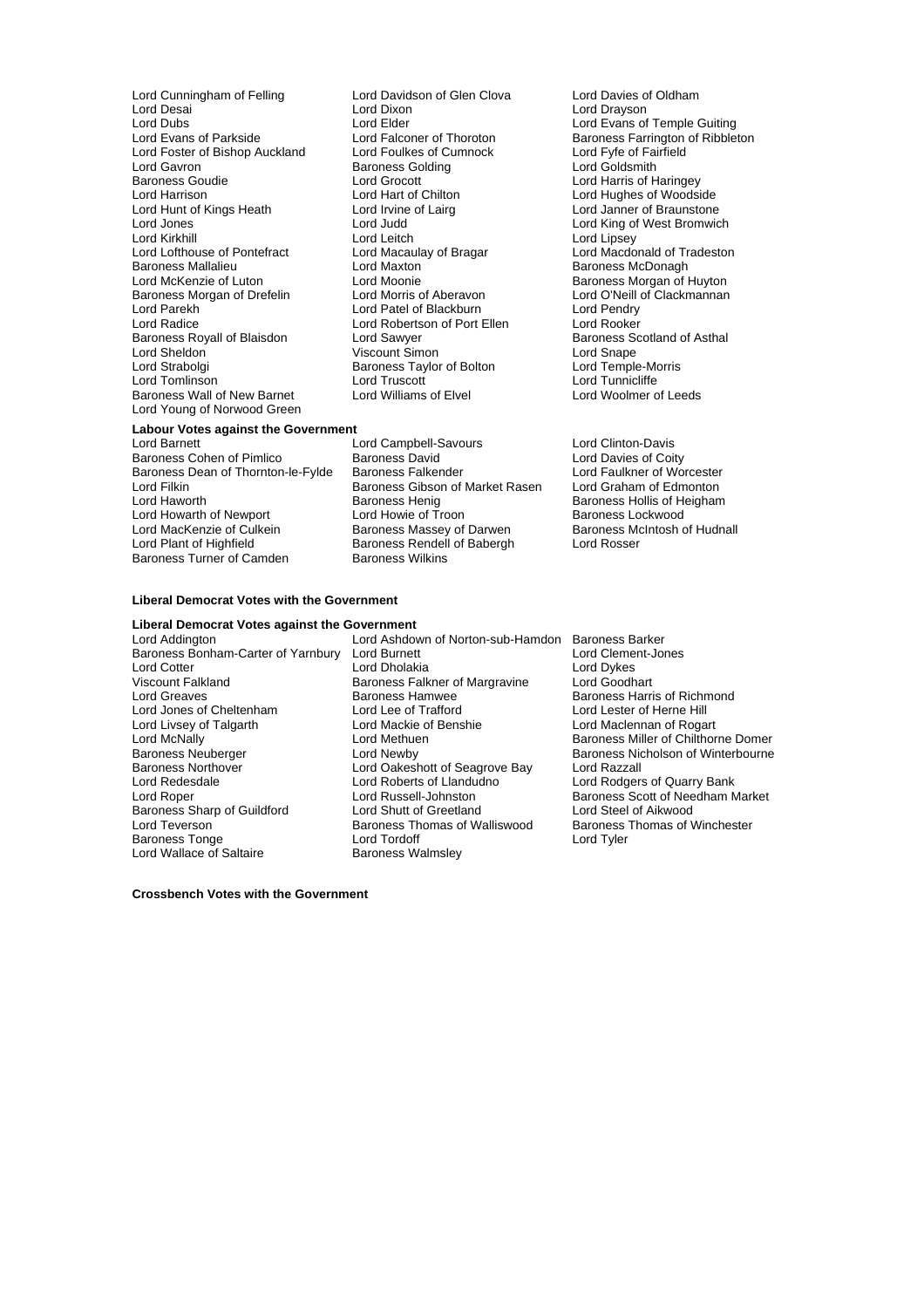Lord Cunningham of Felling, Lord Davidson of Glen Clova, Lord Davies of Oldham, Lord Desai, Lord Dixon, Lord Drayson, Lord Dubs, Lord Elder, Lord Evans of Temple Guiting, Lord Evans of Parkside, Lord Falconer of Thoroton, Baroness Farrington of Ribbleton, Lord Foster of Bishop Auckland, Lord Foulkes of Cumnock, Lord Fyfe of Fairfield, Lord Gavron, Baroness Golding, Lord Goldsmith, Baroness Goudie, Lord Grocott, Lord Harris of Haringey, Lord Harrison, Lord Hart of Chilton, Lord Hughes of Woodside, Lord Hunt of Kings Heath, Lord Irvine of Lairg, Lord Janner of Braunstone, Lord Jones, Lord Judd, Lord King of West Bromwich, Lord Kirkhill, Lord Leitch, Lord Lipsey, Lord Lofthouse of Pontefract, Lord Macaulay of Bragar, Lord Macdonald of Tradeston, Baroness Mallalieu, Lord Maxton, Baroness McDonagh, Lord McKenzie of Luton, Lord Moonie, Baroness Morgan of Huyton, Baroness Morgan of Drefelin, Lord Morris of Aberavon, Lord O'Neill of Clackmannan, Lord Parekh, Lord Patel of Blackburn, Lord Pendry, Lord Radice, Lord Robertson of Port Ellen, Lord Rooker, Baroness Royall of Blaisdon, Lord Sawyer, Baroness Scotland of Asthal, Lord Sheldon, Viscount Simon, Lord Snape, Lord Strabolgi, Baroness Taylor of Bolton, Lord Temple-Morris, Lord Tomlinson, Lord Truscott, Lord Tunnicliffe, Baroness Wall of New Barnet, Lord Williams of Elvel, Lord Woolmer of Leeds, Lord Young of Norwood Green

**Labour Votes against the Government**

Lord Barnett, Lord Campbell-Savours, Lord Clinton-Davis, Baroness Cohen of Pimlico, Baroness David, Lord Davies of Coity, Baroness Dean of Thornton-le-Fylde, Baroness Falkender, Lord Faulkner of Worcester, Lord Filkin, Baroness Gibson of Market Rasen, Lord Graham of Edmonton, Lord Haworth, Baroness Henig, Baroness Hollis of Heigham, Lord Howarth of Newport, Lord Howie of Troon, Baroness Lockwood, Lord MacKenzie of Culkein, Baroness Massey of Darwen, Baroness McIntosh of Hudnall, Lord Plant of Highfield, Baroness Rendell of Babergh, Lord Rosser, Baroness Turner of Camden, Baroness Wilkins

**Liberal Democrat Votes with the Government**

**Liberal Democrat Votes against the Government**

Lord Addington, Lord Ashdown of Norton-sub-Hamdon, Baroness Barker, Baroness Bonham-Carter of Yarnbury, Lord Burnett, Lord Clement-Jones, Lord Cotter, Lord Dholakia, Lord Dykes, Viscount Falkland, Baroness Falkner of Margravine, Lord Goodhart, Lord Greaves, Baroness Hamwee, Baroness Harris of Richmond, Lord Jones of Cheltenham, Lord Lee of Trafford, Lord Lester of Herne Hill, Lord Livsey of Talgarth, Lord Mackie of Benshie, Lord Maclennan of Rogart, Lord McNally, Lord Methuen, Baroness Miller of Chilthorne Domer, Baroness Neuberger, Lord Newby, Baroness Nicholson of Winterbourne, Baroness Northover, Lord Oakeshott of Seagrove Bay, Lord Razzall, Lord Redesdale, Lord Roberts of Llandudno, Lord Rodgers of Quarry Bank, Lord Roper, Lord Russell-Johnston, Baroness Scott of Needham Market, Baroness Sharp of Guildford, Lord Shutt of Greetland, Lord Steel of Aikwood, Lord Teverson, Baroness Thomas of Walliswood, Baroness Thomas of Winchester, Baroness Tonge, Lord Tordoff, Lord Tyler, Lord Wallace of Saltaire, Baroness Walmsley

**Crossbench Votes with the Government**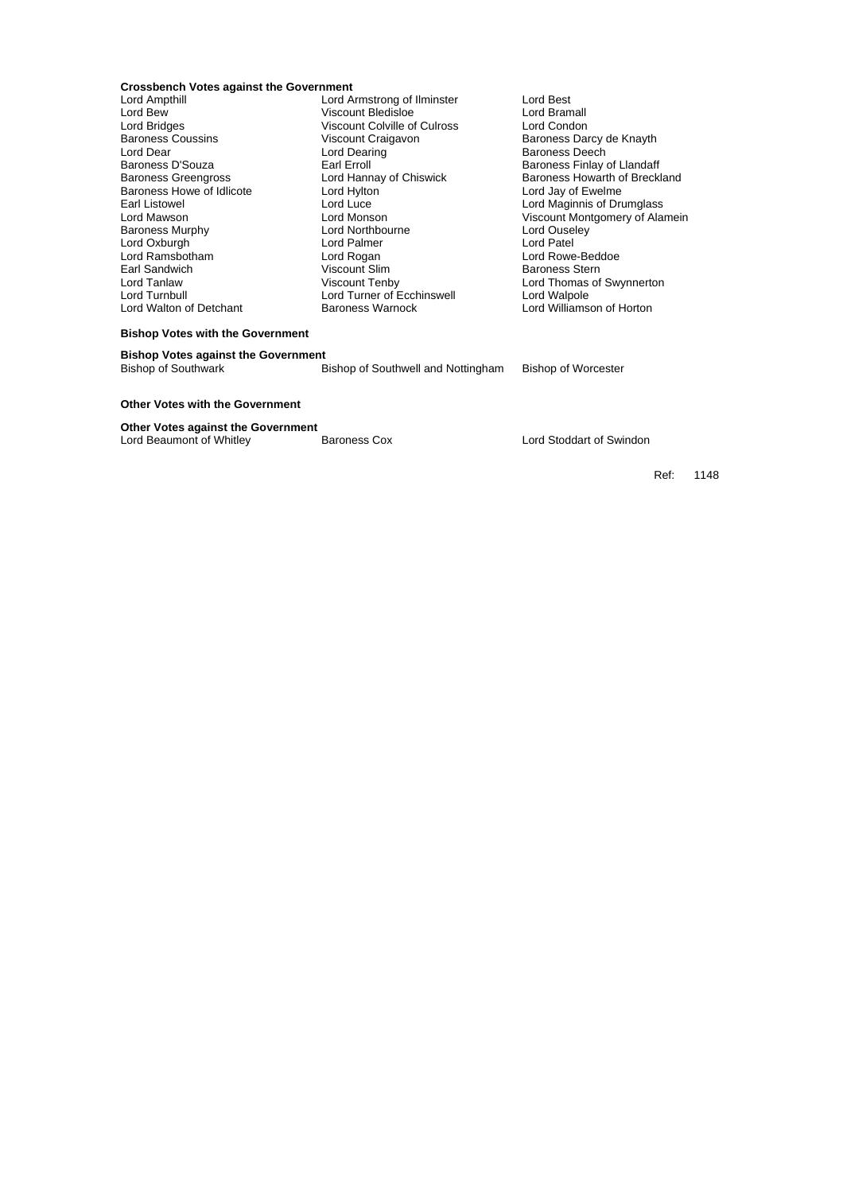**Crossbench Votes against the Government**

| | | |
|---|---|---|
| Lord Ampthill | Lord Armstrong of Ilminster | Lord Best |
| Lord Bew | Viscount Bledisloe | Lord Bramall |
| Lord Bridges | Viscount Colville of Culross | Lord Condon |
| Baroness Coussins | Viscount Craigavon | Baroness Darcy de Knayth |
| Lord Dear | Lord Dearing | Baroness Deech |
| Baroness D'Souza | Earl Erroll | Baroness Finlay of Llandaff |
| Baroness Greengross | Lord Hannay of Chiswick | Baroness Howarth of Breckland |
| Baroness Howe of Idlicote | Lord Hylton | Lord Jay of Ewelme |
| Earl Listowel | Lord Luce | Lord Maginnis of Drumglass |
| Lord Mawson | Lord Monson | Viscount Montgomery of Alamein |
| Baroness Murphy | Lord Northbourne | Lord Ouseley |
| Lord Oxburgh | Lord Palmer | Lord Patel |
| Lord Ramsbotham | Lord Rogan | Lord Rowe-Beddoe |
| Earl Sandwich | Viscount Slim | Baroness Stern |
| Lord Tanlaw | Viscount Tenby | Lord Thomas of Swynnerton |
| Lord Turnbull | Lord Turner of Ecchinswell | Lord Walpole |
| Lord Walton of Detchant | Baroness Warnock | Lord Williamson of Horton |

**Bishop Votes with the Government**

**Bishop Votes against the Government**

| | | |
|---|---|---|
| Bishop of Southwark | Bishop of Southwell and Nottingham | Bishop of Worcester |

**Other Votes with the Government**

**Other Votes against the Government**

| | | |
|---|---|---|
| Lord Beaumont of Whitley | Baroness Cox | Lord Stoddart of Swindon |

Ref: 1148